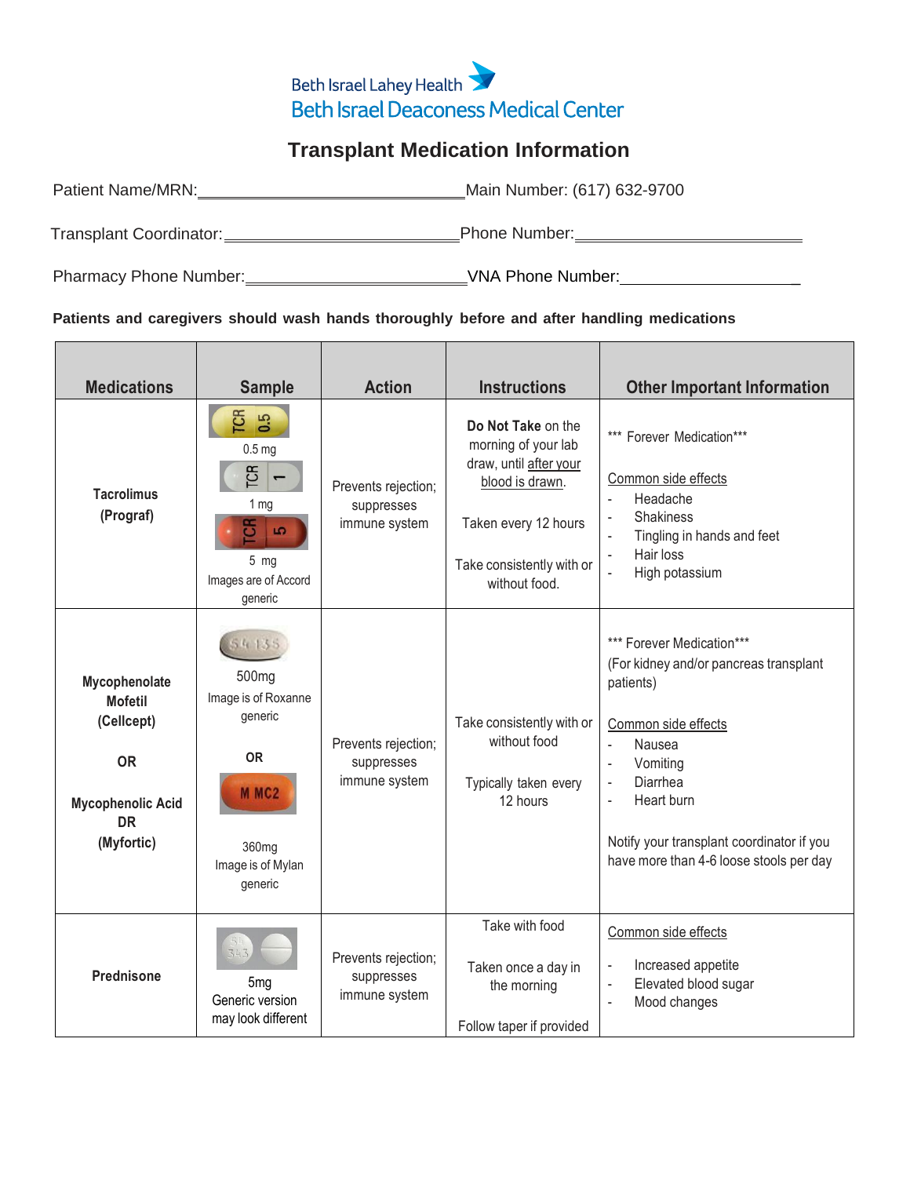Beth Israel Lahey Health
Beth Israel Deaconess Medical Center

# Transplant Medication Information

Patient Name/MRN:______________________________ Main Number: (617) 632-9700

Transplant Coordinator:__________________________ Phone Number:__________________________

Pharmacy Phone Number:________________________ VNA Phone Number:____________________

**Patients and caregivers should wash hands thoroughly before and after handling medications**

| Medications | Sample | Action | Instructions | Other Important Information |
|---|---|---|---|---|
| **Tacrolimus (Prograf)** | 0.5 mg<br>1 mg<br>5 mg<br>Images are of Accord generic | Prevents rejection; suppresses immune system | **Do Not Take** on the morning of your lab draw, until after your blood is drawn.<br><br>Taken every 12 hours<br><br>Take consistently with or without food. | *** Forever Medication***<br><br>Common side effects<br>- Headache<br>- Shakiness<br>- Tingling in hands and feet<br>- Hair loss<br>- High potassium |
| **Mycophenolate Mofetil (Cellcept)**<br><br>**OR**<br><br>**Mycophenolic Acid DR (Myfortic)** | 500mg<br>Image is of Roxanne generic<br><br>**OR**<br><br>360mg<br>Image is of Mylan generic | Prevents rejection; suppresses immune system | Take consistently with or without food<br><br>Typically taken every 12 hours | *** Forever Medication***<br>(For kidney and/or pancreas transplant patients)<br><br>Common side effects<br>- Nausea<br>- Vomiting<br>- Diarrhea<br>- Heart burn<br><br>Notify your transplant coordinator if you have more than 4-6 loose stools per day |
| **Prednisone** | 5mg<br>Generic version may look different | Prevents rejection; suppresses immune system | Take with food<br><br>Taken once a day in the morning<br><br>Follow taper if provided | Common side effects<br>- Increased appetite<br>- Elevated blood sugar<br>- Mood changes |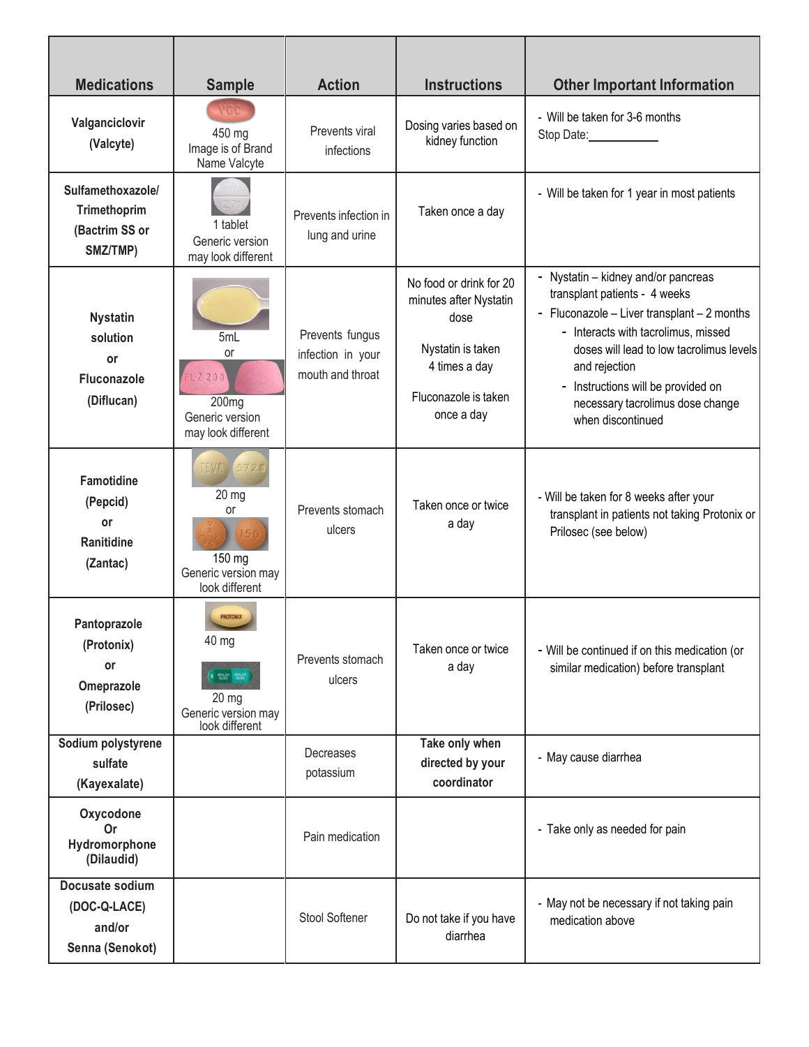| Medications | Sample | Action | Instructions | Other Important Information |
|---|---|---|---|---|
| Valganciclovir (Valcyte) | 450 mg<br>Image is of Brand Name Valcyte | Prevents viral infections | Dosing varies based on kidney function | - Will be taken for 3-6 months<br>Stop Date:___________ |
| Sulfamethoxazole/ Trimethoprim (Bactrim SS or SMZ/TMP) | 1 tablet<br>Generic version may look different | Prevents infection in lung and urine | Taken once a day | - Will be taken for 1 year in most patients |
| Nystatin solution or Fluconazole (Diflucan) | 5mL<br>or<br>200mg<br>Generic version may look different | Prevents fungus infection in your mouth and throat | No food or drink for 20 minutes after Nystatin dose<br><br>Nystatin is taken 4 times a day<br><br>Fluconazole is taken once a day | - Nystatin – kidney and/or pancreas transplant patients - 4 weeks<br>- Fluconazole – Liver transplant – 2 months<br>&nbsp;&nbsp;- Interacts with tacrolimus, missed doses will lead to low tacrolimus levels and rejection<br>&nbsp;&nbsp;- Instructions will be provided on necessary tacrolimus dose change when discontinued |
| Famotidine (Pepcid) or Ranitidine (Zantac) | 20 mg<br>or<br>150 mg<br>Generic version may look different | Prevents stomach ulcers | Taken once or twice a day | - Will be taken for 8 weeks after your transplant in patients not taking Protonix or Prilosec (see below) |
| Pantoprazole (Protonix) or Omeprazole (Prilosec) | 40 mg<br><br>20 mg<br>Generic version may look different | Prevents stomach ulcers | Taken once or twice a day | - Will be continued if on this medication (or similar medication) before transplant |
| Sodium polystyrene sulfate (Kayexalate) | | Decreases potassium | **Take only when directed by your coordinator** | - May cause diarrhea |
| Oxycodone Or Hydromorphone (Dilaudid) | | Pain medication | | - Take only as needed for pain |
| Docusate sodium (DOC-Q-LACE) and/or Senna (Senokot) | | Stool Softener | Do not take if you have diarrhea | - May not be necessary if not taking pain medication above |